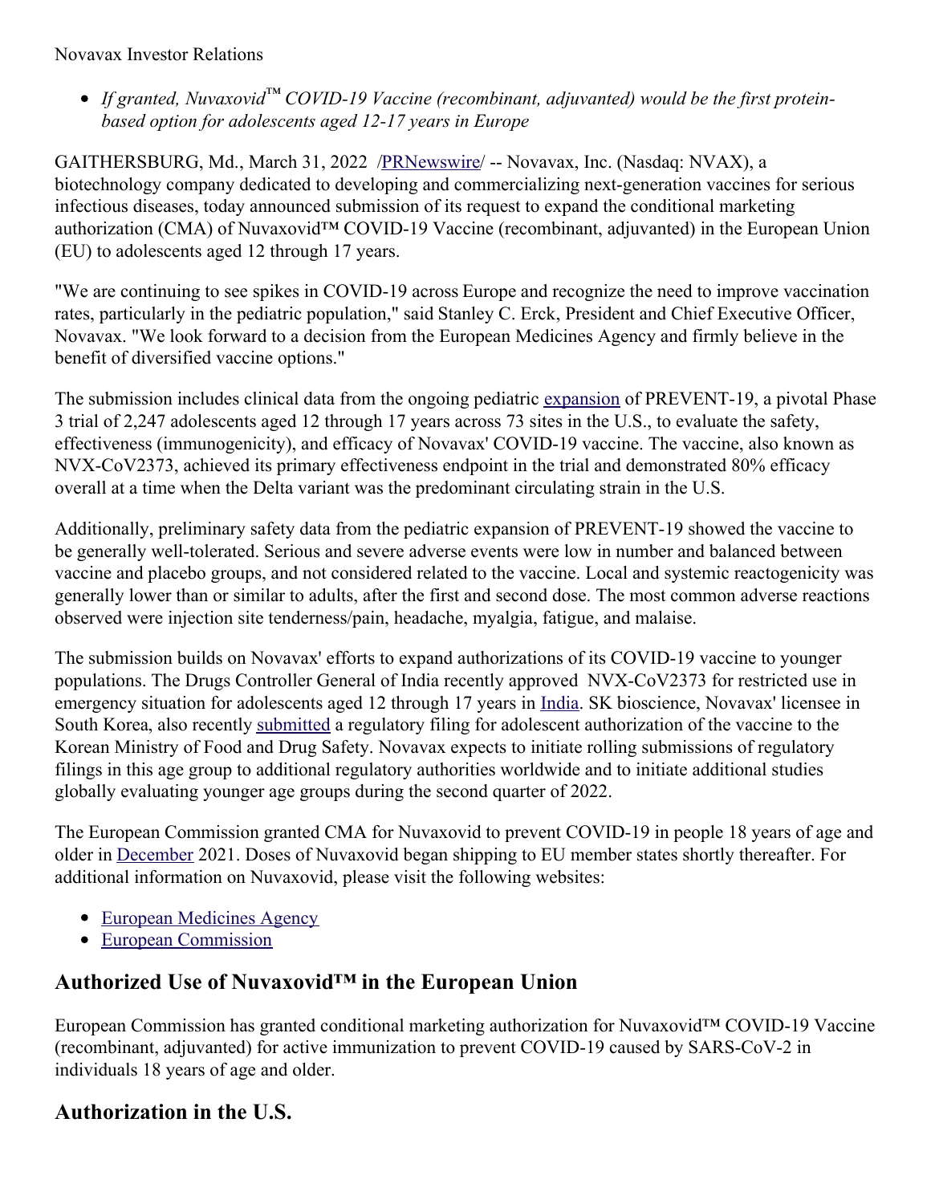Novavax Investor Relations

- *If granted, Nuvaxovid™ COVID-19 Vaccine (recombinant, adjuvanted) would be the first protein-based option for adolescents aged 12-17 years in Europe*

GAITHERSBURG, Md., March 31, 2022 /PRNewswire/ -- Novavax, Inc. (Nasdaq: NVAX), a biotechnology company dedicated to developing and commercializing next-generation vaccines for serious infectious diseases, today announced submission of its request to expand the conditional marketing authorization (CMA) of Nuvaxovid™ COVID-19 Vaccine (recombinant, adjuvanted) in the European Union (EU) to adolescents aged 12 through 17 years.

"We are continuing to see spikes in COVID-19 across Europe and recognize the need to improve vaccination rates, particularly in the pediatric population," said Stanley C. Erck, President and Chief Executive Officer, Novavax. "We look forward to a decision from the European Medicines Agency and firmly believe in the benefit of diversified vaccine options."

The submission includes clinical data from the ongoing pediatric expansion of PREVENT-19, a pivotal Phase 3 trial of 2,247 adolescents aged 12 through 17 years across 73 sites in the U.S., to evaluate the safety, effectiveness (immunogenicity), and efficacy of Novavax' COVID-19 vaccine. The vaccine, also known as NVX-CoV2373, achieved its primary effectiveness endpoint in the trial and demonstrated 80% efficacy overall at a time when the Delta variant was the predominant circulating strain in the U.S.

Additionally, preliminary safety data from the pediatric expansion of PREVENT-19 showed the vaccine to be generally well-tolerated. Serious and severe adverse events were low in number and balanced between vaccine and placebo groups, and not considered related to the vaccine. Local and systemic reactogenicity was generally lower than or similar to adults, after the first and second dose. The most common adverse reactions observed were injection site tenderness/pain, headache, myalgia, fatigue, and malaise.

The submission builds on Novavax' efforts to expand authorizations of its COVID-19 vaccine to younger populations. The Drugs Controller General of India recently approved NVX-CoV2373 for restricted use in emergency situation for adolescents aged 12 through 17 years in India. SK bioscience, Novavax' licensee in South Korea, also recently submitted a regulatory filing for adolescent authorization of the vaccine to the Korean Ministry of Food and Drug Safety. Novavax expects to initiate rolling submissions of regulatory filings in this age group to additional regulatory authorities worldwide and to initiate additional studies globally evaluating younger age groups during the second quarter of 2022.

The European Commission granted CMA for Nuvaxovid to prevent COVID-19 in people 18 years of age and older in December 2021. Doses of Nuvaxovid began shipping to EU member states shortly thereafter. For additional information on Nuvaxovid, please visit the following websites:

- European Medicines Agency
- European Commission

## Authorized Use of Nuvaxovid™ in the European Union

European Commission has granted conditional marketing authorization for Nuvaxovid™ COVID-19 Vaccine (recombinant, adjuvanted) for active immunization to prevent COVID-19 caused by SARS-CoV-2 in individuals 18 years of age and older.

## Authorization in the U.S.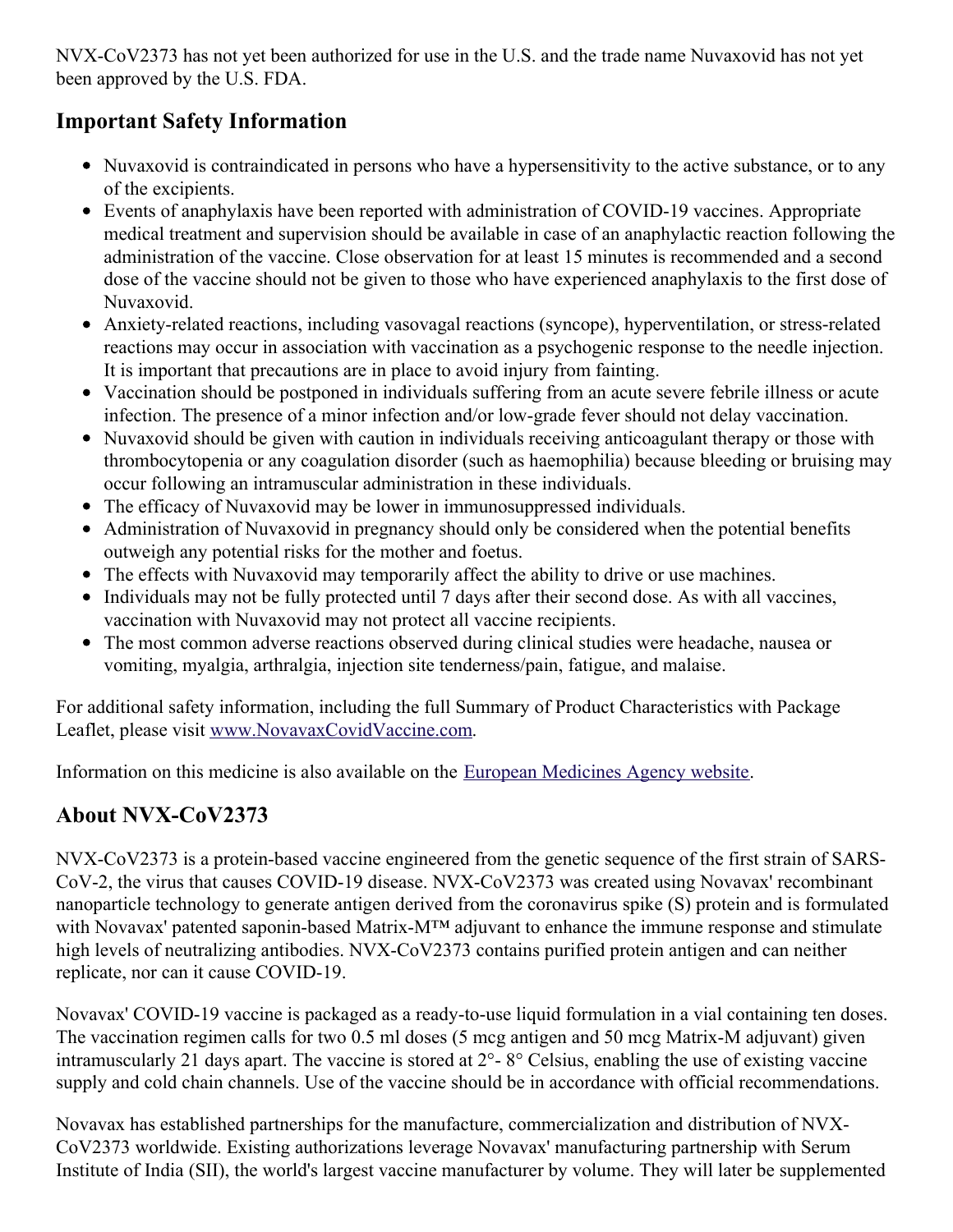NVX-CoV2373 has not yet been authorized for use in the U.S. and the trade name Nuvaxovid has not yet been approved by the U.S. FDA.

## Important Safety Information

- Nuvaxovid is contraindicated in persons who have a hypersensitivity to the active substance, or to any of the excipients.
- Events of anaphylaxis have been reported with administration of COVID-19 vaccines. Appropriate medical treatment and supervision should be available in case of an anaphylactic reaction following the administration of the vaccine. Close observation for at least 15 minutes is recommended and a second dose of the vaccine should not be given to those who have experienced anaphylaxis to the first dose of Nuvaxovid.
- Anxiety-related reactions, including vasovagal reactions (syncope), hyperventilation, or stress-related reactions may occur in association with vaccination as a psychogenic response to the needle injection. It is important that precautions are in place to avoid injury from fainting.
- Vaccination should be postponed in individuals suffering from an acute severe febrile illness or acute infection. The presence of a minor infection and/or low-grade fever should not delay vaccination.
- Nuvaxovid should be given with caution in individuals receiving anticoagulant therapy or those with thrombocytopenia or any coagulation disorder (such as haemophilia) because bleeding or bruising may occur following an intramuscular administration in these individuals.
- The efficacy of Nuvaxovid may be lower in immunosuppressed individuals.
- Administration of Nuvaxovid in pregnancy should only be considered when the potential benefits outweigh any potential risks for the mother and foetus.
- The effects with Nuvaxovid may temporarily affect the ability to drive or use machines.
- Individuals may not be fully protected until 7 days after their second dose. As with all vaccines, vaccination with Nuvaxovid may not protect all vaccine recipients.
- The most common adverse reactions observed during clinical studies were headache, nausea or vomiting, myalgia, arthralgia, injection site tenderness/pain, fatigue, and malaise.

For additional safety information, including the full Summary of Product Characteristics with Package Leaflet, please visit www.NovavaxCovidVaccine.com.

Information on this medicine is also available on the European Medicines Agency website.

## About NVX-CoV2373

NVX-CoV2373 is a protein-based vaccine engineered from the genetic sequence of the first strain of SARS-CoV-2, the virus that causes COVID-19 disease. NVX-CoV2373 was created using Novavax' recombinant nanoparticle technology to generate antigen derived from the coronavirus spike (S) protein and is formulated with Novavax' patented saponin-based Matrix-M™ adjuvant to enhance the immune response and stimulate high levels of neutralizing antibodies. NVX-CoV2373 contains purified protein antigen and can neither replicate, nor can it cause COVID-19.

Novavax' COVID-19 vaccine is packaged as a ready-to-use liquid formulation in a vial containing ten doses. The vaccination regimen calls for two 0.5 ml doses (5 mcg antigen and 50 mcg Matrix-M adjuvant) given intramuscularly 21 days apart. The vaccine is stored at 2°- 8° Celsius, enabling the use of existing vaccine supply and cold chain channels. Use of the vaccine should be in accordance with official recommendations.

Novavax has established partnerships for the manufacture, commercialization and distribution of NVX-CoV2373 worldwide. Existing authorizations leverage Novavax' manufacturing partnership with Serum Institute of India (SII), the world's largest vaccine manufacturer by volume. They will later be supplemented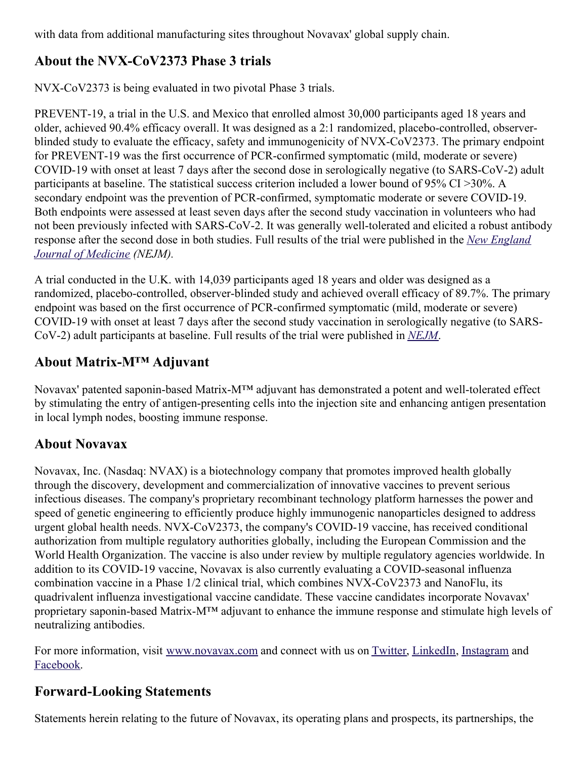with data from additional manufacturing sites throughout Novavax' global supply chain.

## About the NVX-CoV2373 Phase 3 trials

NVX-CoV2373 is being evaluated in two pivotal Phase 3 trials.

PREVENT-19, a trial in the U.S. and Mexico that enrolled almost 30,000 participants aged 18 years and older, achieved 90.4% efficacy overall. It was designed as a 2:1 randomized, placebo-controlled, observer-blinded study to evaluate the efficacy, safety and immunogenicity of NVX-CoV2373. The primary endpoint for PREVENT-19 was the first occurrence of PCR-confirmed symptomatic (mild, moderate or severe) COVID-19 with onset at least 7 days after the second dose in serologically negative (to SARS-CoV-2) adult participants at baseline. The statistical success criterion included a lower bound of 95% CI >30%. A secondary endpoint was the prevention of PCR-confirmed, symptomatic moderate or severe COVID-19. Both endpoints were assessed at least seven days after the second study vaccination in volunteers who had not been previously infected with SARS-CoV-2. It was generally well-tolerated and elicited a robust antibody response after the second dose in both studies. Full results of the trial were published in the *New England Journal of Medicine* *(NEJM)*.

A trial conducted in the U.K. with 14,039 participants aged 18 years and older was designed as a randomized, placebo-controlled, observer-blinded study and achieved overall efficacy of 89.7%. The primary endpoint was based on the first occurrence of PCR-confirmed symptomatic (mild, moderate or severe) COVID-19 with onset at least 7 days after the second study vaccination in serologically negative (to SARS-CoV-2) adult participants at baseline. Full results of the trial were published in *NEJM*.

## About Matrix-M™ Adjuvant

Novavax' patented saponin-based Matrix-M™ adjuvant has demonstrated a potent and well-tolerated effect by stimulating the entry of antigen-presenting cells into the injection site and enhancing antigen presentation in local lymph nodes, boosting immune response.

## About Novavax

Novavax, Inc. (Nasdaq: NVAX) is a biotechnology company that promotes improved health globally through the discovery, development and commercialization of innovative vaccines to prevent serious infectious diseases. The company's proprietary recombinant technology platform harnesses the power and speed of genetic engineering to efficiently produce highly immunogenic nanoparticles designed to address urgent global health needs. NVX-CoV2373, the company's COVID-19 vaccine, has received conditional authorization from multiple regulatory authorities globally, including the European Commission and the World Health Organization. The vaccine is also under review by multiple regulatory agencies worldwide. In addition to its COVID-19 vaccine, Novavax is also currently evaluating a COVID-seasonal influenza combination vaccine in a Phase 1/2 clinical trial, which combines NVX-CoV2373 and NanoFlu, its quadrivalent influenza investigational vaccine candidate. These vaccine candidates incorporate Novavax' proprietary saponin-based Matrix-M™ adjuvant to enhance the immune response and stimulate high levels of neutralizing antibodies.

For more information, visit www.novavax.com and connect with us on Twitter, LinkedIn, Instagram and Facebook.

## Forward-Looking Statements

Statements herein relating to the future of Novavax, its operating plans and prospects, its partnerships, the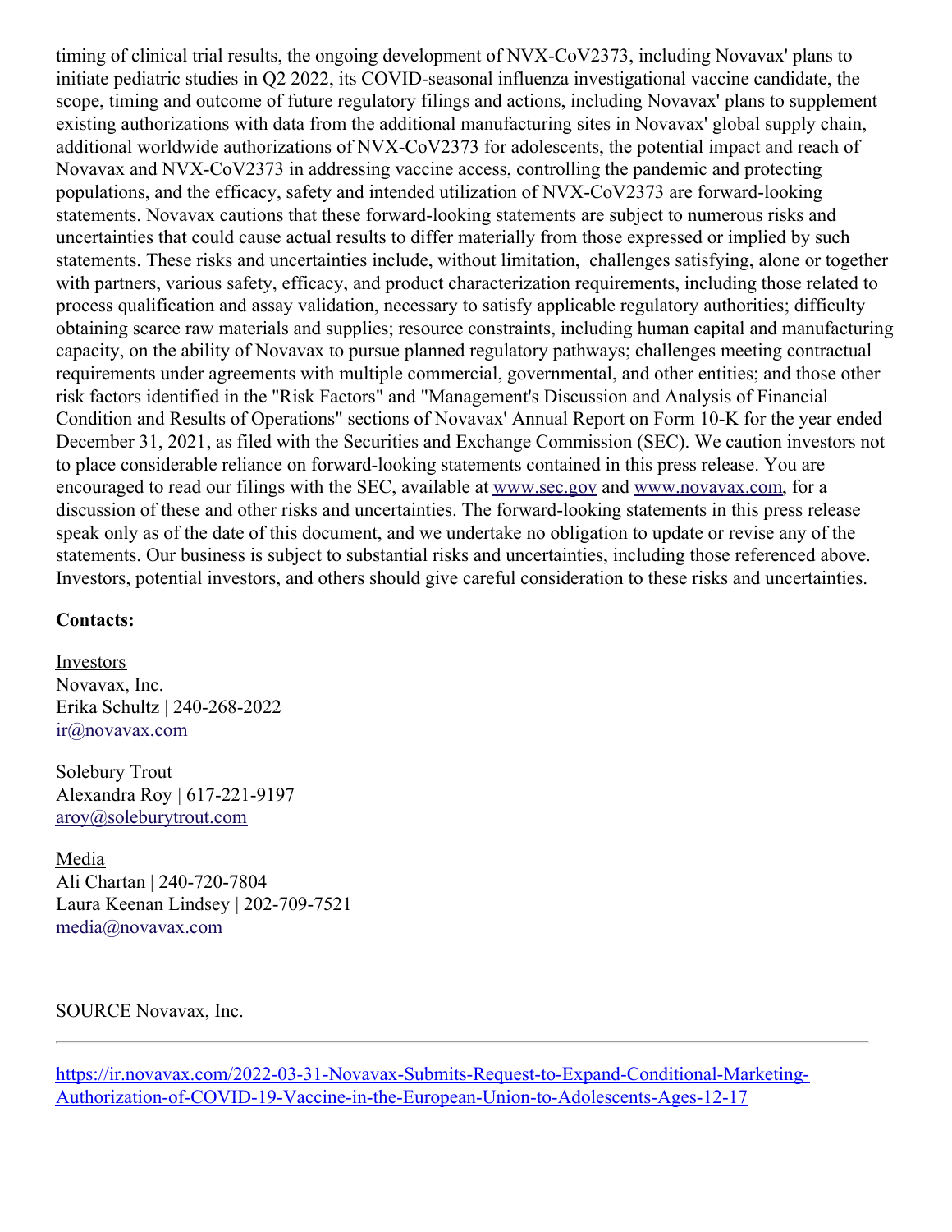timing of clinical trial results, the ongoing development of NVX-CoV2373, including Novavax' plans to initiate pediatric studies in Q2 2022, its COVID-seasonal influenza investigational vaccine candidate, the scope, timing and outcome of future regulatory filings and actions, including Novavax' plans to supplement existing authorizations with data from the additional manufacturing sites in Novavax' global supply chain, additional worldwide authorizations of NVX-CoV2373 for adolescents, the potential impact and reach of Novavax and NVX-CoV2373 in addressing vaccine access, controlling the pandemic and protecting populations, and the efficacy, safety and intended utilization of NVX-CoV2373 are forward-looking statements. Novavax cautions that these forward-looking statements are subject to numerous risks and uncertainties that could cause actual results to differ materially from those expressed or implied by such statements. These risks and uncertainties include, without limitation, challenges satisfying, alone or together with partners, various safety, efficacy, and product characterization requirements, including those related to process qualification and assay validation, necessary to satisfy applicable regulatory authorities; difficulty obtaining scarce raw materials and supplies; resource constraints, including human capital and manufacturing capacity, on the ability of Novavax to pursue planned regulatory pathways; challenges meeting contractual requirements under agreements with multiple commercial, governmental, and other entities; and those other risk factors identified in the "Risk Factors" and "Management's Discussion and Analysis of Financial Condition and Results of Operations" sections of Novavax' Annual Report on Form 10-K for the year ended December 31, 2021, as filed with the Securities and Exchange Commission (SEC). We caution investors not to place considerable reliance on forward-looking statements contained in this press release. You are encouraged to read our filings with the SEC, available at www.sec.gov and www.novavax.com, for a discussion of these and other risks and uncertainties. The forward-looking statements in this press release speak only as of the date of this document, and we undertake no obligation to update or revise any of the statements. Our business is subject to substantial risks and uncertainties, including those referenced above. Investors, potential investors, and others should give careful consideration to these risks and uncertainties.

**Contacts:**

Investors
Novavax, Inc.
Erika Schultz | 240-268-2022
ir@novavax.com

Solebury Trout
Alexandra Roy | 617-221-9197
aroy@soleburytrout.com

Media
Ali Chartan | 240-720-7804
Laura Keenan Lindsey | 202-709-7521
media@novavax.com

SOURCE Novavax, Inc.

---

https://ir.novavax.com/2022-03-31-Novavax-Submits-Request-to-Expand-Conditional-Marketing-Authorization-of-COVID-19-Vaccine-in-the-European-Union-to-Adolescents-Ages-12-17